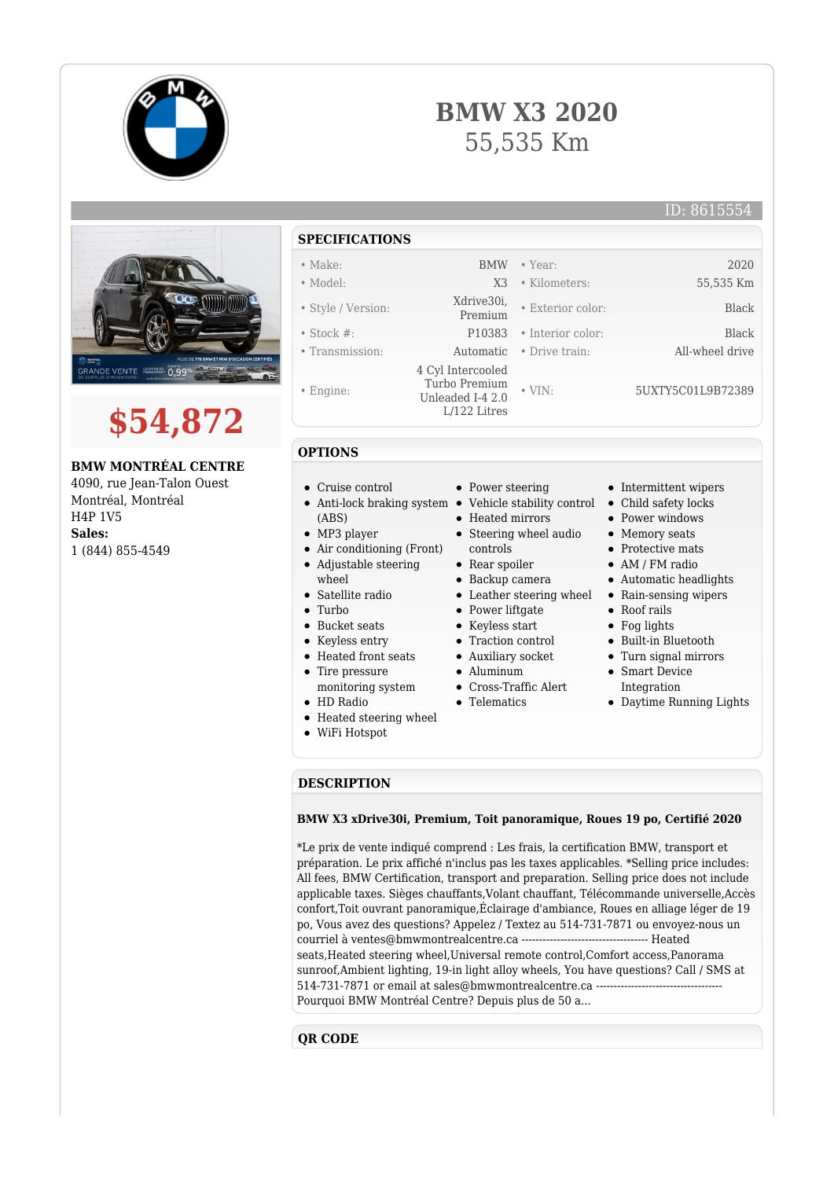# BMW X3 2020

55,535 Km

ID: 8615554

## $54,872

**BMW MONTRÉAL CENTRE**
4090, rue Jean-Talon Ouest
Montréal, Montréal
H4P 1V5
**Sales:**
1 (844) 855-4549

## SPECIFICATIONS

| | | | |
|---|---|---|---|
| • Make: | BMW | • Year: | 2020 |
| • Model: | X3 | • Kilometers: | 55,535 Km |
| • Style / Version: | Xdrive30i, Premium | • Exterior color: | Black |
| • Stock #: | P10383 | • Interior color: | Black |
| • Transmission: | Automatic | • Drive train: | All-wheel drive |
| • Engine: | 4 Cyl Intercooled Turbo Premium Unleaded I-4 2.0 L/122 Litres | • VIN: | 5UXTY5C01L9B72389 |

## OPTIONS

- Cruise control
- Anti-lock braking system (ABS)
- MP3 player
- Air conditioning (Front)
- Adjustable steering wheel
- Satellite radio
- Turbo
- Bucket seats
- Keyless entry
- Heated front seats
- Tire pressure monitoring system
- HD Radio
- Heated steering wheel
- WiFi Hotspot
- Power steering
- Vehicle stability control
- Heated mirrors
- Steering wheel audio controls
- Rear spoiler
- Backup camera
- Leather steering wheel
- Power liftgate
- Keyless start
- Traction control
- Auxiliary socket
- Aluminum
- Cross-Traffic Alert
- Telematics
- Intermittent wipers
- Child safety locks
- Power windows
- Memory seats
- Protective mats
- AM / FM radio
- Automatic headlights
- Rain-sensing wipers
- Roof rails
- Fog lights
- Built-in Bluetooth
- Turn signal mirrors
- Smart Device Integration
- Daytime Running Lights

## DESCRIPTION

**BMW X3 xDrive30i, Premium, Toit panoramique, Roues 19 po, Certifié 2020**

*Le prix de vente indiqué comprend : Les frais, la certification BMW, transport et préparation. Le prix affiché n'inclus pas les taxes applicables. *Selling price includes: All fees, BMW Certification, transport and preparation. Selling price does not include applicable taxes. Sièges chauffants,Volant chauffant, Télécommande universelle,Accès confort,Toit ouvrant panoramique,Éclairage d'ambiance, Roues en alliage léger de 19 po, Vous avez des questions? Appelez / Textez au 514-731-7871 ou envoyez-nous un courriel à ventes@bmwmontrealcentre.ca ----------------------------------- Heated seats,Heated steering wheel,Universal remote control,Comfort access,Panorama sunroof,Ambient lighting, 19-in light alloy wheels, You have questions? Call / SMS at 514-731-7871 or email at sales@bmwmontrealcentre.ca ----------------------------------- Pourquoi BMW Montréal Centre? Depuis plus de 50 a...

## QR CODE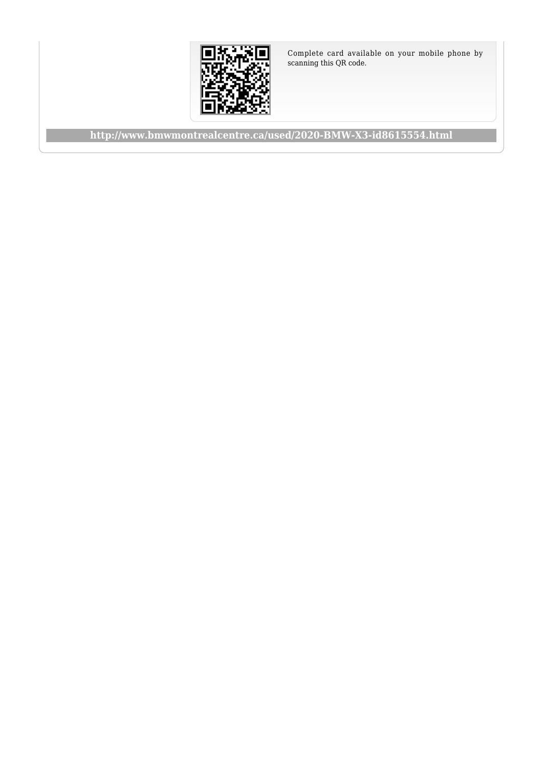Complete card available on your mobile phone by scanning this QR code.

**http://www.bmwmontrealcentre.ca/used/2020-BMW-X3-id8615554.html**